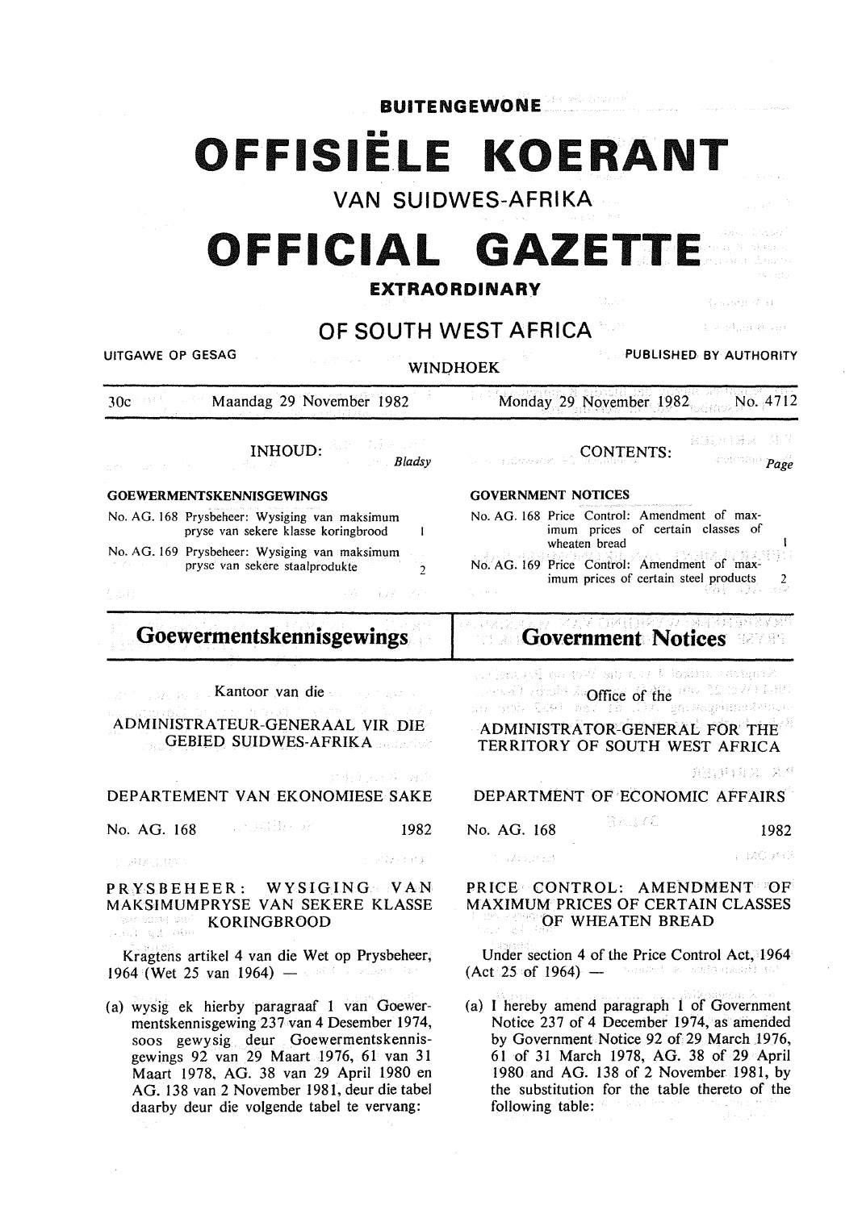**BUITENGEWONE**

# OFFISIËLE KOERANT

VAN SUIDWES-AFRIKA

# OFFICIAL GAZETTE

**EXTRAORDINARY**

## OF SOUTH WEST AFRICA

UITGAWE OP GESAG — WINDHOEK — PUBLISHED BY AUTHORITY

30c — Maandag 29 November 1982 — Monday 29 November 1982 — No. 4712

INHOUD: *Bladsy*

**GOEWERMENTSKENNISGEWINGS**

| | | |
|---|---|---|
| No. AG. 168 | Prysbeheer: Wysiging van maksimum pryse van sekere klasse koringbrood | 1 |
| No. AG. 169 | Prysbeheer: Wysiging van maksimum pryse van sekere staalprodukte | 2 |

CONTENTS: *Page*

**GOVERNMENT NOTICES**

| | | |
|---|---|---|
| No. AG. 168 | Price Control: Amendment of maximum prices of certain classes of wheaten bread | 1 |
| No. AG. 169 | Price Control: Amendment of maximum prices of certain steel products | 2 |

## Goewermentskennisgewings

Kantoor van die

ADMINISTRATEUR-GENERAAL VIR DIE GEBIED SUIDWES-AFRIKA

DEPARTEMENT VAN EKONOMIESE SAKE

No. AG. 168 — 1982

### PRYSBEHEER: WYSIGING VAN MAKSIMUMPRYSE VAN SEKERE KLASSE KORINGBROOD

Kragtens artikel 4 van die Wet op Prysbeheer, 1964 (Wet 25 van 1964) —

(a) wysig ek hierby paragraaf 1 van Goewermentskennisgewing 237 van 4 Desember 1974, soos gewysig deur Goewermentskennisgewings 92 van 29 Maart 1976, 61 van 31 Maart 1978, AG. 38 van 29 April 1980 en AG. 138 van 2 November 1981, deur die tabel daarby deur die volgende tabel te vervang:

## Government Notices

Office of the

ADMINISTRATOR-GENERAL FOR THE TERRITORY OF SOUTH WEST AFRICA

DEPARTMENT OF ECONOMIC AFFAIRS

No. AG. 168 — 1982

### PRICE CONTROL: AMENDMENT OF MAXIMUM PRICES OF CERTAIN CLASSES OF WHEATEN BREAD

Under section 4 of the Price Control Act, 1964 (Act 25 of 1964) —

(a) I hereby amend paragraph 1 of Government Notice 237 of 4 December 1974, as amended by Government Notice 92 of 29 March 1976, 61 of 31 March 1978, AG. 38 of 29 April 1980 and AG. 138 of 2 November 1981, by the substitution for the table thereto of the following table: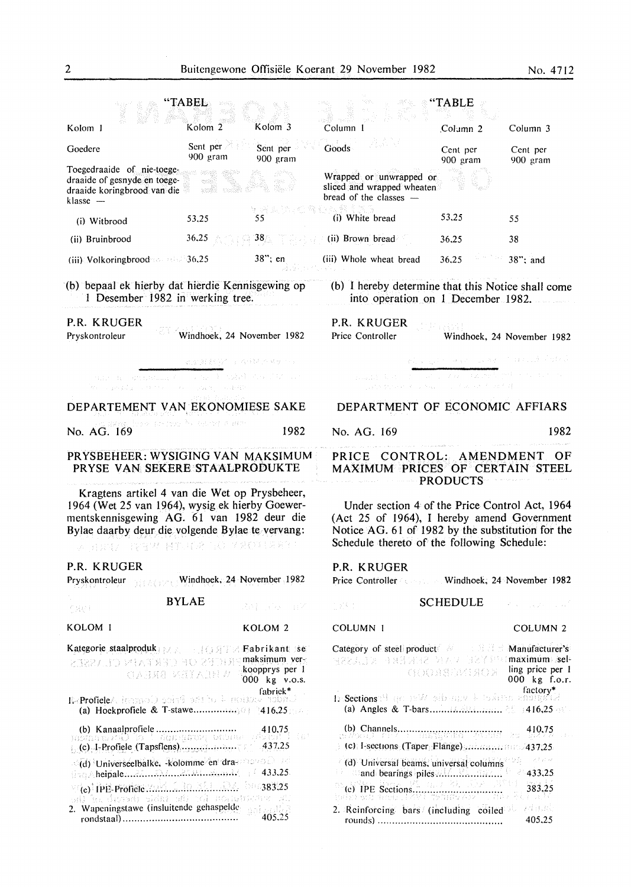"TABEL

| Kolom 1 | Kolom 2 | Kolom 3 |
|---|---|---|
| Goedere | Sent per 900 gram | Sent per 900 gram |
| Toegedraaide of nie-toegedraaide of gesnyde en toegedraaide koringbrood van die klasse — | | |
| (i) Witbrood | 53,25 | 55 |
| (ii) Bruinbrood | 36,25 | 38 |
| (iii) Volkoringbrood | 36,25 | 38"; en |

(b) bepaal ek hierby dat hierdie Kennisgewing op 1 Desember 1982 in werking tree.

P.R. KRUGER
Pryskontroleur — Windhoek, 24 November 1982

"TABLE

| Column 1 | Column 2 | Column 3 |
|---|---|---|
| Goods | Cent per 900 gram | Cent per 900 gram |
| Wrapped or unwrapped or sliced and wrapped wheaten bread of the classes — | | |
| (i) White bread | 53,25 | 55 |
| (ii) Brown bread | 36,25 | 38 |
| (iii) Whole wheat bread | 36,25 | 38"; and |

(b) I hereby determine that this Notice shall come into operation on 1 December 1982.

P.R. KRUGER
Price Controller — Windhoek, 24 November 1982

---

## DEPARTEMENT VAN EKONOMIESE SAKE

No. AG. 169 — 1982

### PRYSBEHEER: WYSIGING VAN MAKSIMUM PRYSE VAN SEKERE STAALPRODUKTE

Kragtens artikel 4 van die Wet op Prysbeheer, 1964 (Wet 25 van 1964), wysig ek hierby Goewermentskennisgewing AG. 61 van 1982 deur die Bylae daarby deur die volgende Bylae te vervang:

P.R. KRUGER
Pryskontroleur — Windhoek, 24 November 1982

### BYLAE

| KOLOM 1 | KOLOM 2 |
|---|---|
| Kategorie staalproduk | Fabrikant se maksimum verkoopprys per 1 000 kg v.o.s. fabriek* |
| 1. Profiele | |
| (a) Hoekprofiele & T-stawe | 416,25 |
| (b) Kanaalprofiele | 410,75 |
| (c) I-Profiele (Tapsflens) | 437,25 |
| (d) Universeelbalke, -kolomme en draheipale | 433,25 |
| (e) IPE-Profiele | 383,25 |
| 2. Wapeningstawe (insluitende gehaspelde rondstaal) | 405,25 |

## DEPARTMENT OF ECONOMIC AFFIARS

No. AG. 169 — 1982

### PRICE CONTROL: AMENDMENT OF MAXIMUM PRICES OF CERTAIN STEEL PRODUCTS

Under section 4 of the Price Control Act, 1964 (Act 25 of 1964), I hereby amend Government Notice AG. 61 of 1982 by the substitution for the Schedule thereto of the following Schedule:

P.R. KRUGER
Price Controller — Windhoek, 24 November 1982

### SCHEDULE

| COLUMN 1 | COLUMN 2 |
|---|---|
| Category of steel product | Manufacturer's maximum selling price per 1 000 kg f.o.r. factory* |
| 1. Sections | |
| (a) Angles & T-bars | 416,25 |
| (b) Channels | 410,75 |
| (c) I-sections (Taper Flange) | 437,25 |
| (d) Universal beams, universal columns and bearings piles | 433,25 |
| (e) IPE Sections | 383,25 |
| 2. Reinforcing bars (including coiled rounds) | 405,25 |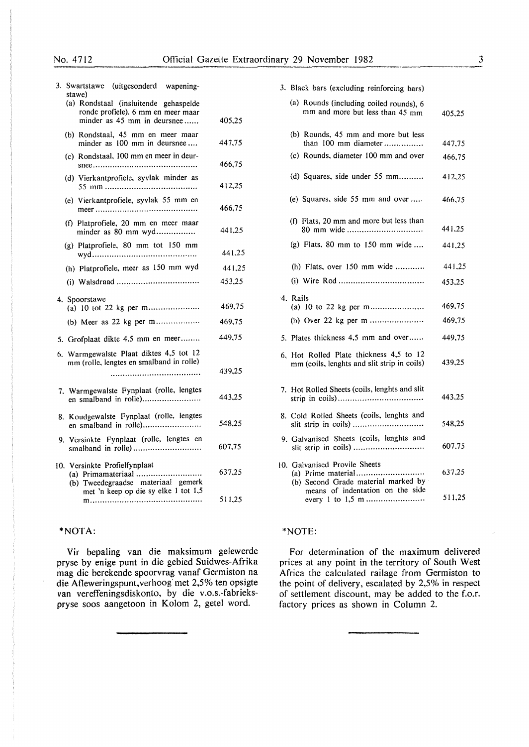| | |
|---|---|
| 3. Swartstawe (uitgesonderd wapeningstawe) | |
| (a) Rondstaal (insluitende gehaspelde ronde profiele), 6 mm en meer maar minder as 45 mm in deursnee...... | 405,25 |
| (b) Rondstaal, 45 mm en meer maar minder as 100 mm in deursnee.... | 447,75 |
| (c) Rondstaal, 100 mm en meer in deursnee.......... | 466,75 |
| (d) Vierkantprofiele, syvlak minder as 55 mm.......... | 412,25 |
| (e) Vierkantprofiele, syvlak 55 mm en meer.......... | 466,75 |
| (f) Platprofiele, 20 mm en meer maar minder as 80 mm wyd................ | 441,25 |
| (g) Platprofiele, 80 mm tot 150 mm wyd.......... | 441,25 |
| (h) Platprofiele, meer as 150 mm wyd | 441,25 |
| (i) Walsdraad.......... | 453,25 |
| 4. Spoorstawe | |
| (a) 10 tot 22 kg per m.......... | 469,75 |
| (b) Meer as 22 kg per m.......... | 469,75 |
| 5. Grofplaat dikte 4,5 mm en meer........ | 449,75 |
| 6. Warmgewalste Plaat diktes 4,5 tot 12 mm (rolle, lengtes en smalband in rolle).......... | 439,25 |
| 7. Warmgewalste Fynplaat (rolle, lengtes en smalband in rolle).......... | 443,25 |
| 8. Koudgewalste Fynplaat (rolle, lengtes en smalband in rolle).......... | 548,25 |
| 9. Versinkte Fynplaat (rolle, lengtes en smalband in rolle).......... | 607,75 |
| 10. Versinkte Profielfynplaat | |
| (a) Primamateriaal.......... | 637,25 |
| (b) Tweedegraadse materiaal gemerk met 'n keep op die sy elke 1 tot 1,5 m.......... | 511,25 |

*NOTA:

Vir bepaling van die maksimum gelewerde pryse by enige punt in die gebied Suidwes-Afrika mag die berekende spoorvrag vanaf Germiston na die Afleweringspunt, verhoog met 2,5% ten opsigte van vereffeningsdiskonto, by die v.o.s.-fabriekspryse soos aangetoon in Kolom 2, getel word.

| | |
|---|---|
| 3. Black bars (excluding reinforcing bars) | |
| (a) Rounds (including coiled rounds), 6 mm and more but less than 45 mm | 405,25 |
| (b) Rounds, 45 mm and more but less than 100 mm diameter................ | 447,75 |
| (c) Rounds, diameter 100 mm and over | 466,75 |
| (d) Squares, side under 55 mm.......... | 412,25 |
| (e) Squares, side 55 mm and over..... | 466,75 |
| (f) Flats, 20 mm and more but less than 80 mm wide.......... | 441,25 |
| (g) Flats, 80 mm to 150 mm wide.... | 441,25 |
| (h) Flats, over 150 mm wide.......... | 441,25 |
| (i) Wire Rod.......... | 453,25 |
| 4. Rails | |
| (a) 10 to 22 kg per m.......... | 469,75 |
| (b) Over 22 kg per m.......... | 469,75 |
| 5. Plates thickness 4,5 mm and over...... | 449,75 |
| 6. Hot Rolled Plate thickness 4,5 to 12 mm (coils, lenghts and slit strip in coils) | 439,25 |
| 7. Hot Rolled Sheets (coils, lenghts and slit strip in coils).......... | 443,25 |
| 8. Cold Rolled Sheets (coils, lenghts and slit strip in coils).......... | 548,25 |
| 9. Galvanised Sheets (coils, lenghts and slit strip in coils).......... | 607,75 |
| 10. Galvanised Provile Sheets | |
| (a) Prime material.......... | 637,25 |
| (b) Second Grade material marked by means of indentation on the side every 1 to 1,5 m.......... | 511,25 |

*NOTE:

For determination of the maximum delivered prices at any point in the territory of South West Africa the calculated railage from Germiston to the point of delivery, escalated by 2,5% in respect of settlement discount, may be added to the f.o.r. factory prices as shown in Column 2.